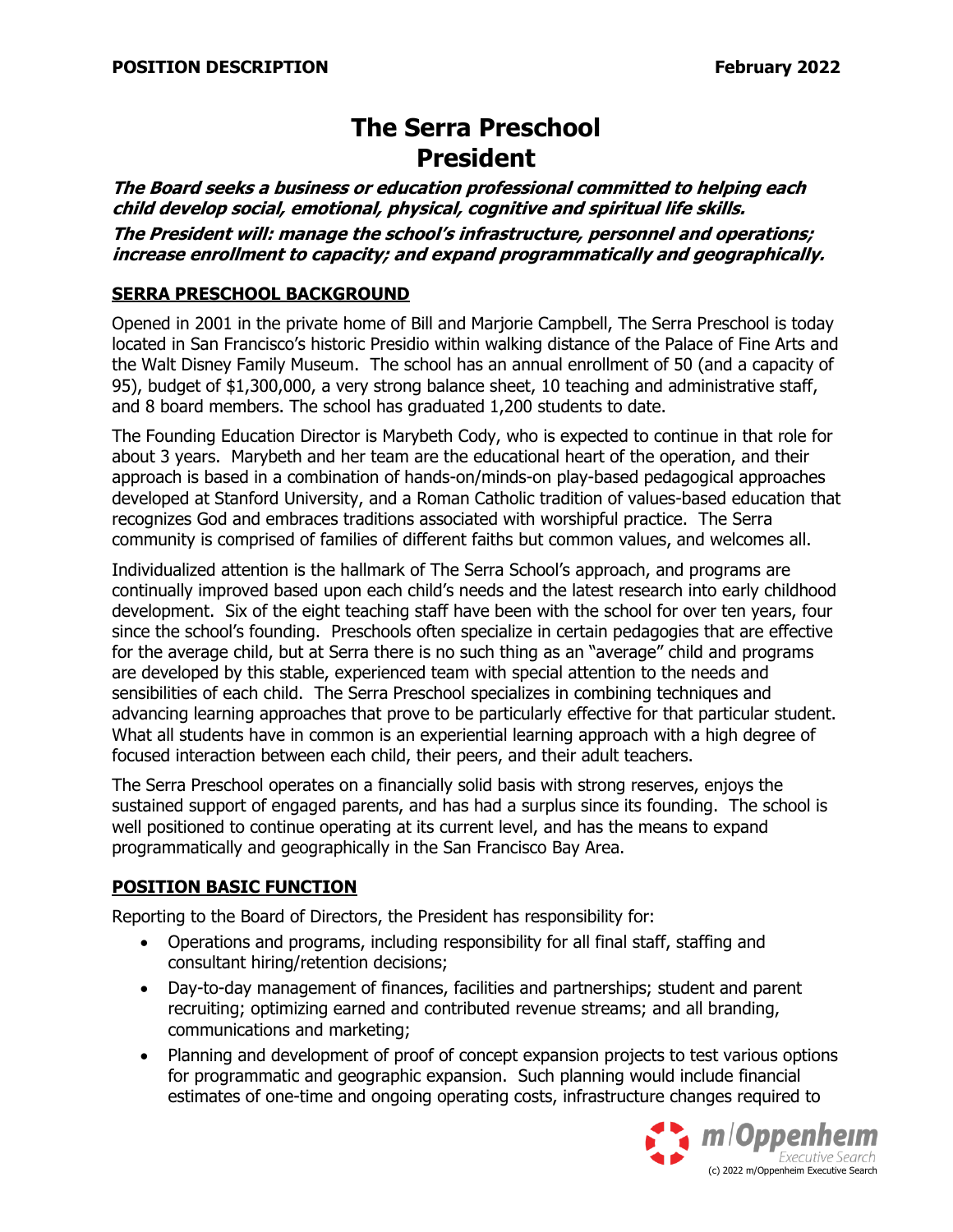**POSITION DESCRIPTION** **February 2022**

# The Serra Preschool
# President

***The Board seeks a business or education professional committed to helping each child develop social, emotional, physical, cognitive and spiritual life skills.***

***The President will: manage the school's infrastructure, personnel and operations; increase enrollment to capacity; and expand programmatically and geographically.***

## SERRA PRESCHOOL BACKGROUND

Opened in 2001 in the private home of Bill and Marjorie Campbell, The Serra Preschool is today located in San Francisco's historic Presidio within walking distance of the Palace of Fine Arts and the Walt Disney Family Museum. The school has an annual enrollment of 50 (and a capacity of 95), budget of $1,300,000, a very strong balance sheet, 10 teaching and administrative staff, and 8 board members. The school has graduated 1,200 students to date.

The Founding Education Director is Marybeth Cody, who is expected to continue in that role for about 3 years. Marybeth and her team are the educational heart of the operation, and their approach is based in a combination of hands-on/minds-on play-based pedagogical approaches developed at Stanford University, and a Roman Catholic tradition of values-based education that recognizes God and embraces traditions associated with worshipful practice. The Serra community is comprised of families of different faiths but common values, and welcomes all.

Individualized attention is the hallmark of The Serra School's approach, and programs are continually improved based upon each child's needs and the latest research into early childhood development. Six of the eight teaching staff have been with the school for over ten years, four since the school's founding. Preschools often specialize in certain pedagogies that are effective for the average child, but at Serra there is no such thing as an "average" child and programs are developed by this stable, experienced team with special attention to the needs and sensibilities of each child. The Serra Preschool specializes in combining techniques and advancing learning approaches that prove to be particularly effective for that particular student. What all students have in common is an experiential learning approach with a high degree of focused interaction between each child, their peers, and their adult teachers.

The Serra Preschool operates on a financially solid basis with strong reserves, enjoys the sustained support of engaged parents, and has had a surplus since its founding. The school is well positioned to continue operating at its current level, and has the means to expand programmatically and geographically in the San Francisco Bay Area.

## POSITION BASIC FUNCTION

Reporting to the Board of Directors, the President has responsibility for:

- Operations and programs, including responsibility for all final staff, staffing and consultant hiring/retention decisions;
- Day-to-day management of finances, facilities and partnerships; student and parent recruiting; optimizing earned and contributed revenue streams; and all branding, communications and marketing;
- Planning and development of proof of concept expansion projects to test various options for programmatic and geographic expansion. Such planning would include financial estimates of one-time and ongoing operating costs, infrastructure changes required to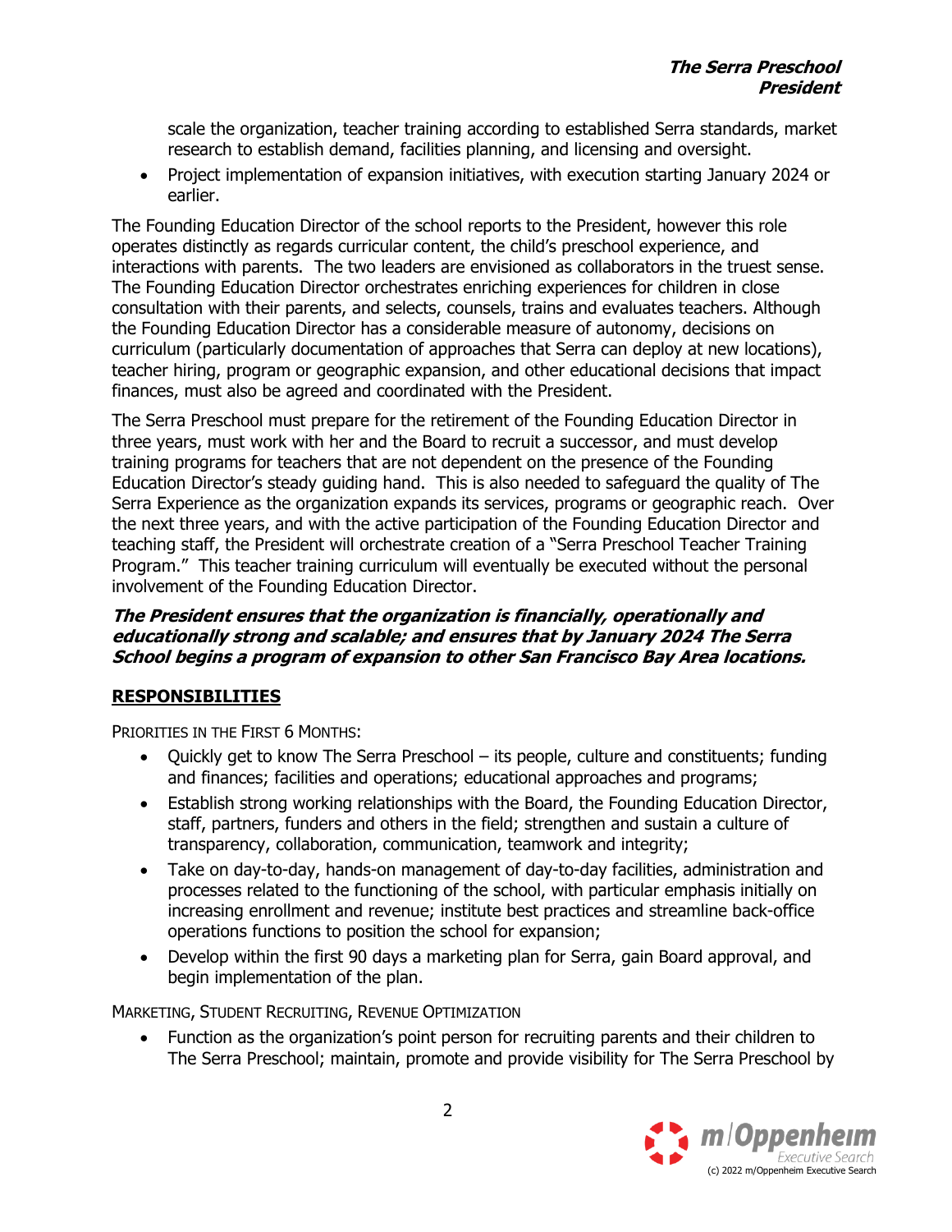scale the organization, teacher training according to established Serra standards, market research to establish demand, facilities planning, and licensing and oversight.

- Project implementation of expansion initiatives, with execution starting January 2024 or earlier.

The Founding Education Director of the school reports to the President, however this role operates distinctly as regards curricular content, the child's preschool experience, and interactions with parents. The two leaders are envisioned as collaborators in the truest sense. The Founding Education Director orchestrates enriching experiences for children in close consultation with their parents, and selects, counsels, trains and evaluates teachers. Although the Founding Education Director has a considerable measure of autonomy, decisions on curriculum (particularly documentation of approaches that Serra can deploy at new locations), teacher hiring, program or geographic expansion, and other educational decisions that impact finances, must also be agreed and coordinated with the President.

The Serra Preschool must prepare for the retirement of the Founding Education Director in three years, must work with her and the Board to recruit a successor, and must develop training programs for teachers that are not dependent on the presence of the Founding Education Director's steady guiding hand. This is also needed to safeguard the quality of The Serra Experience as the organization expands its services, programs or geographic reach. Over the next three years, and with the active participation of the Founding Education Director and teaching staff, the President will orchestrate creation of a "Serra Preschool Teacher Training Program." This teacher training curriculum will eventually be executed without the personal involvement of the Founding Education Director.

***The President ensures that the organization is financially, operationally and educationally strong and scalable; and ensures that by January 2024 The Serra School begins a program of expansion to other San Francisco Bay Area locations.***

## RESPONSIBILITIES

PRIORITIES IN THE FIRST 6 MONTHS:

- Quickly get to know The Serra Preschool – its people, culture and constituents; funding and finances; facilities and operations; educational approaches and programs;
- Establish strong working relationships with the Board, the Founding Education Director, staff, partners, funders and others in the field; strengthen and sustain a culture of transparency, collaboration, communication, teamwork and integrity;
- Take on day-to-day, hands-on management of day-to-day facilities, administration and processes related to the functioning of the school, with particular emphasis initially on increasing enrollment and revenue; institute best practices and streamline back-office operations functions to position the school for expansion;
- Develop within the first 90 days a marketing plan for Serra, gain Board approval, and begin implementation of the plan.

MARKETING, STUDENT RECRUITING, REVENUE OPTIMIZATION

- Function as the organization's point person for recruiting parents and their children to The Serra Preschool; maintain, promote and provide visibility for The Serra Preschool by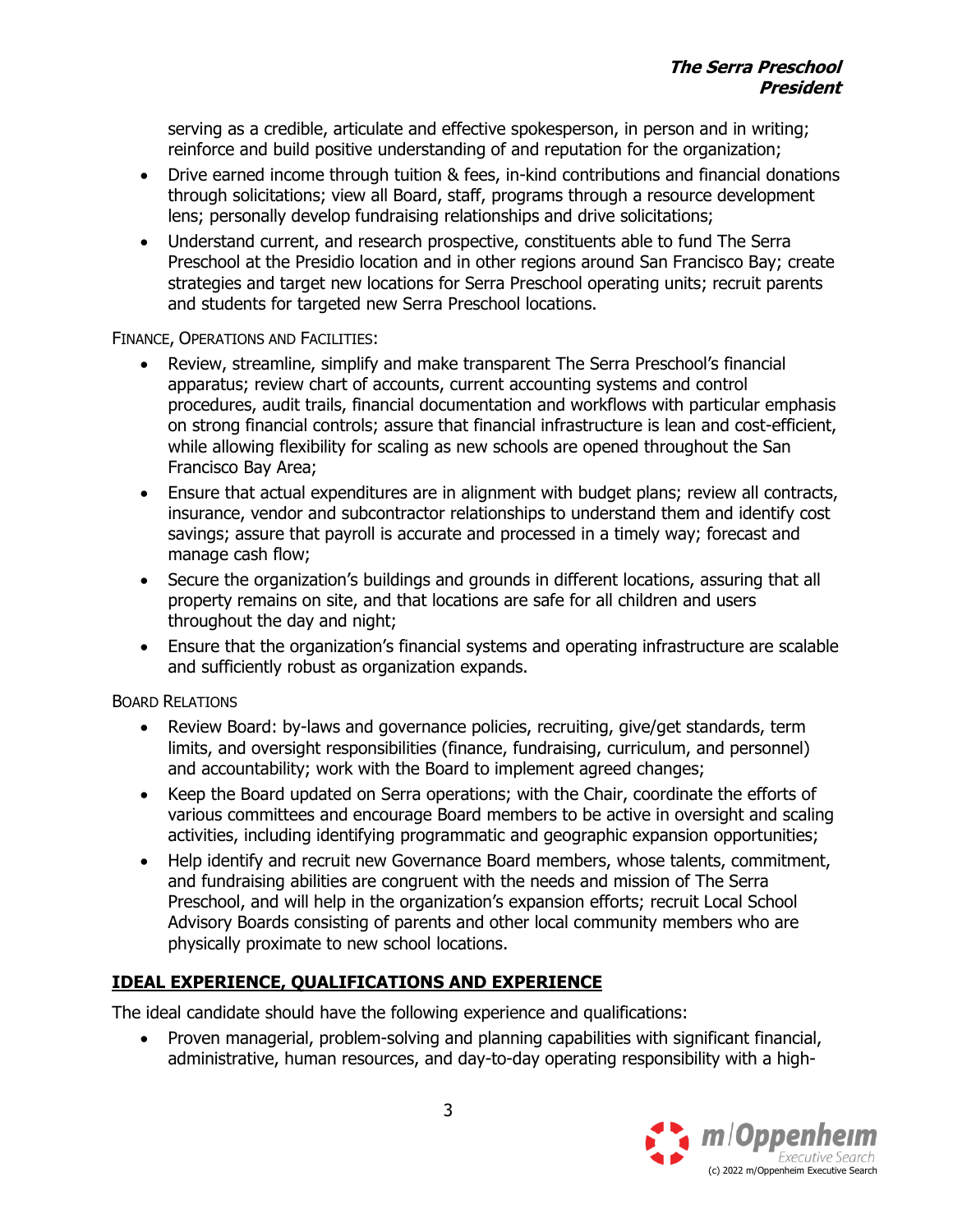serving as a credible, articulate and effective spokesperson, in person and in writing; reinforce and build positive understanding of and reputation for the organization;

- Drive earned income through tuition & fees, in-kind contributions and financial donations through solicitations; view all Board, staff, programs through a resource development lens; personally develop fundraising relationships and drive solicitations;
- Understand current, and research prospective, constituents able to fund The Serra Preschool at the Presidio location and in other regions around San Francisco Bay; create strategies and target new locations for Serra Preschool operating units; recruit parents and students for targeted new Serra Preschool locations.

FINANCE, OPERATIONS AND FACILITIES:

- Review, streamline, simplify and make transparent The Serra Preschool's financial apparatus; review chart of accounts, current accounting systems and control procedures, audit trails, financial documentation and workflows with particular emphasis on strong financial controls; assure that financial infrastructure is lean and cost-efficient, while allowing flexibility for scaling as new schools are opened throughout the San Francisco Bay Area;
- Ensure that actual expenditures are in alignment with budget plans; review all contracts, insurance, vendor and subcontractor relationships to understand them and identify cost savings; assure that payroll is accurate and processed in a timely way; forecast and manage cash flow;
- Secure the organization's buildings and grounds in different locations, assuring that all property remains on site, and that locations are safe for all children and users throughout the day and night;
- Ensure that the organization's financial systems and operating infrastructure are scalable and sufficiently robust as organization expands.

BOARD RELATIONS

- Review Board: by-laws and governance policies, recruiting, give/get standards, term limits, and oversight responsibilities (finance, fundraising, curriculum, and personnel) and accountability; work with the Board to implement agreed changes;
- Keep the Board updated on Serra operations; with the Chair, coordinate the efforts of various committees and encourage Board members to be active in oversight and scaling activities, including identifying programmatic and geographic expansion opportunities;
- Help identify and recruit new Governance Board members, whose talents, commitment, and fundraising abilities are congruent with the needs and mission of The Serra Preschool, and will help in the organization's expansion efforts; recruit Local School Advisory Boards consisting of parents and other local community members who are physically proximate to new school locations.

## IDEAL EXPERIENCE, QUALIFICATIONS AND EXPERIENCE

The ideal candidate should have the following experience and qualifications:

- Proven managerial, problem-solving and planning capabilities with significant financial, administrative, human resources, and day-to-day operating responsibility with a high-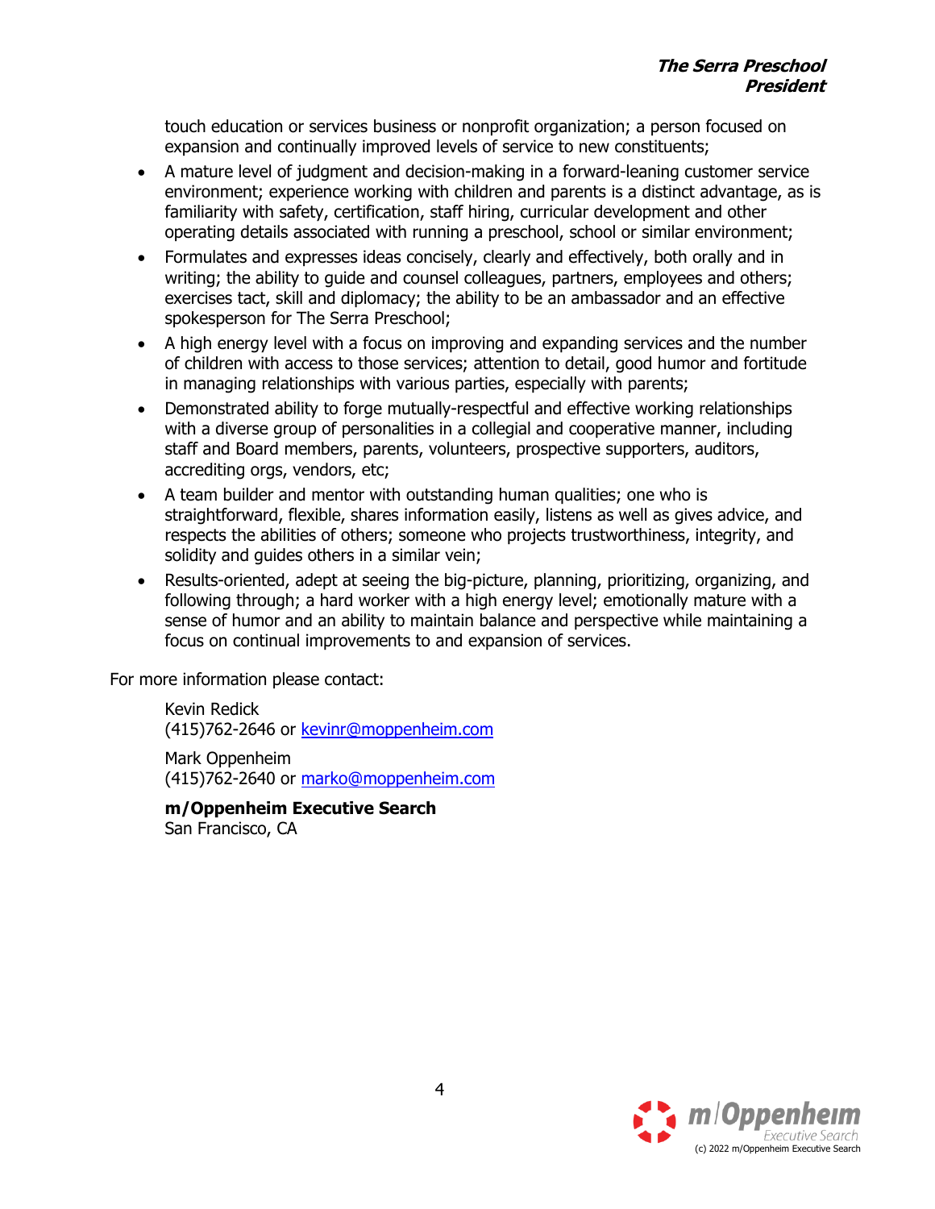touch education or services business or nonprofit organization; a person focused on expansion and continually improved levels of service to new constituents;

- A mature level of judgment and decision-making in a forward-leaning customer service environment; experience working with children and parents is a distinct advantage, as is familiarity with safety, certification, staff hiring, curricular development and other operating details associated with running a preschool, school or similar environment;
- Formulates and expresses ideas concisely, clearly and effectively, both orally and in writing; the ability to guide and counsel colleagues, partners, employees and others; exercises tact, skill and diplomacy; the ability to be an ambassador and an effective spokesperson for The Serra Preschool;
- A high energy level with a focus on improving and expanding services and the number of children with access to those services; attention to detail, good humor and fortitude in managing relationships with various parties, especially with parents;
- Demonstrated ability to forge mutually-respectful and effective working relationships with a diverse group of personalities in a collegial and cooperative manner, including staff and Board members, parents, volunteers, prospective supporters, auditors, accrediting orgs, vendors, etc;
- A team builder and mentor with outstanding human qualities; one who is straightforward, flexible, shares information easily, listens as well as gives advice, and respects the abilities of others; someone who projects trustworthiness, integrity, and solidity and guides others in a similar vein;
- Results-oriented, adept at seeing the big-picture, planning, prioritizing, organizing, and following through; a hard worker with a high energy level; emotionally mature with a sense of humor and an ability to maintain balance and perspective while maintaining a focus on continual improvements to and expansion of services.

For more information please contact:

Kevin Redick
(415)762-2646 or kevinr@moppenheim.com

Mark Oppenheim
(415)762-2640 or marko@moppenheim.com

**m/Oppenheim Executive Search**
San Francisco, CA

(c) 2022 m/Oppenheim Executive Search